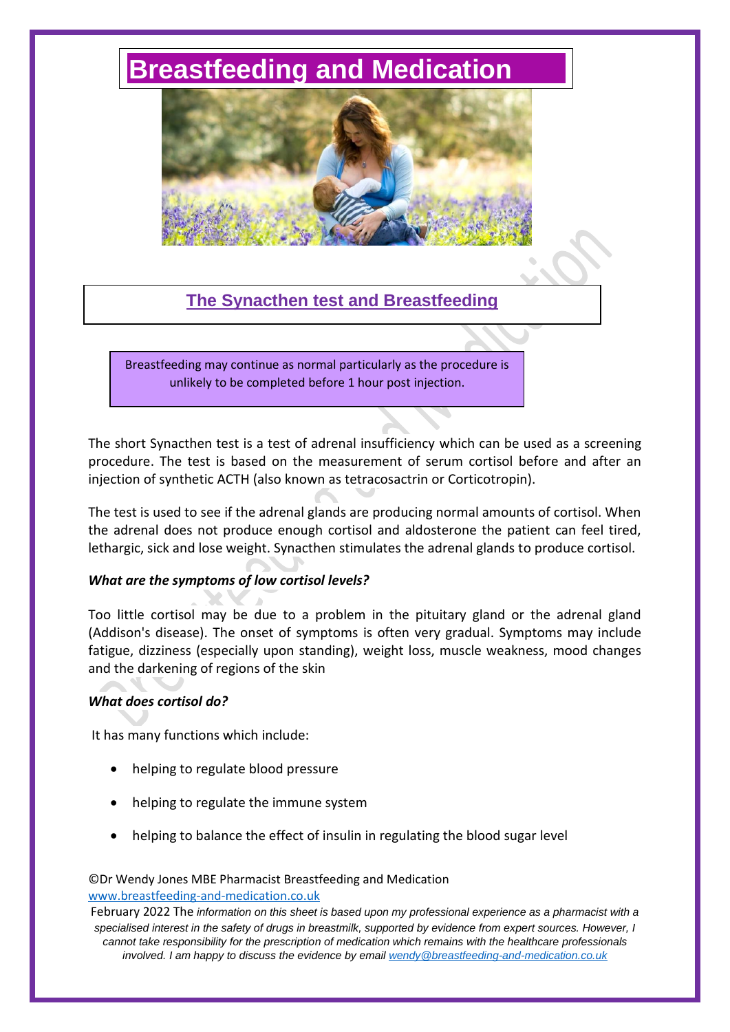# Breastfeeding and Medication

## The Synacthen test and Breastfeeding

Breastfeeding may continue as normal particularly as the procedure is unlikely to be completed before 1 hour post injection.

The short Synacthen test is a test of adrenal insufficiency which can be used as a screening procedure. The test is based on the measurement of serum cortisol before and after an injection of synthetic ACTH (also known as tetracosactrin or Corticotropin).

The test is used to see if the adrenal glands are producing normal amounts of cortisol. When the adrenal does not produce enough cortisol and aldosterone the patient can feel tired, lethargic, sick and lose weight. Synacthen stimulates the adrenal glands to produce cortisol.

***What are the symptoms of low cortisol levels?***

Too little cortisol may be due to a problem in the pituitary gland or the adrenal gland (Addison's disease). The onset of symptoms is often very gradual. Symptoms may include fatigue, dizziness (especially upon standing), weight loss, muscle weakness, mood changes and the darkening of regions of the skin

***What does cortisol do?***

It has many functions which include:

- helping to regulate blood pressure
- helping to regulate the immune system
- helping to balance the effect of insulin in regulating the blood sugar level

©Dr Wendy Jones MBE Pharmacist Breastfeeding and Medication
www.breastfeeding-and-medication.co.uk
February 2022 The *information on this sheet is based upon my professional experience as a pharmacist with a specialised interest in the safety of drugs in breastmilk, supported by evidence from expert sources. However, I cannot take responsibility for the prescription of medication which remains with the healthcare professionals involved. I am happy to discuss the evidence by email wendy@breastfeeding-and-medication.co.uk*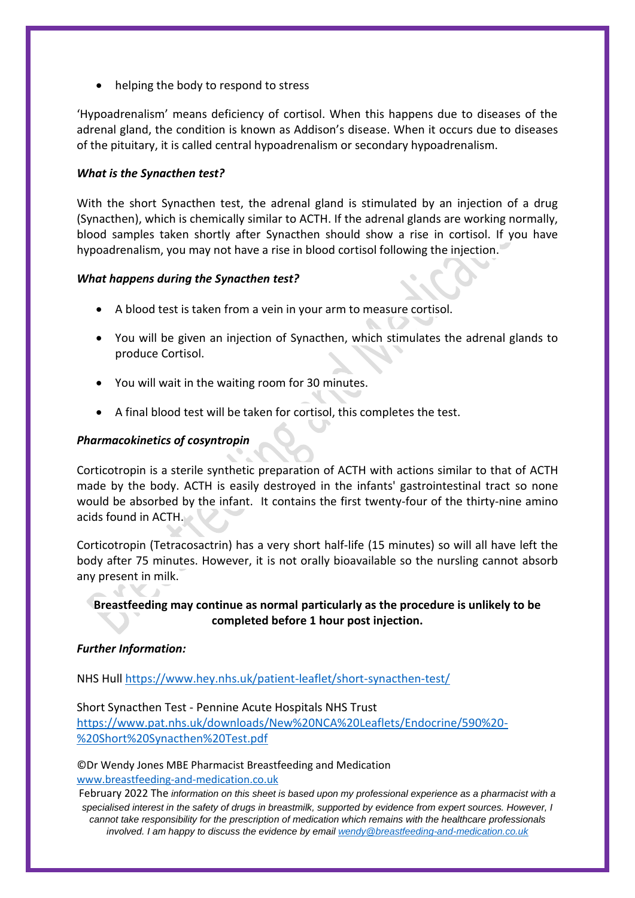- helping the body to respond to stress

'Hypoadrenalism' means deficiency of cortisol. When this happens due to diseases of the adrenal gland, the condition is known as Addison's disease. When it occurs due to diseases of the pituitary, it is called central hypoadrenalism or secondary hypoadrenalism.

***What is the Synacthen test?***

With the short Synacthen test, the adrenal gland is stimulated by an injection of a drug (Synacthen), which is chemically similar to ACTH. If the adrenal glands are working normally, blood samples taken shortly after Synacthen should show a rise in cortisol. If you have hypoadrenalism, you may not have a rise in blood cortisol following the injection.

***What happens during the Synacthen test?***

- A blood test is taken from a vein in your arm to measure cortisol.
- You will be given an injection of Synacthen, which stimulates the adrenal glands to produce Cortisol.
- You will wait in the waiting room for 30 minutes.
- A final blood test will be taken for cortisol, this completes the test.

***Pharmacokinetics of cosyntropin***

Corticotropin is a sterile synthetic preparation of ACTH with actions similar to that of ACTH made by the body. ACTH is easily destroyed in the infants' gastrointestinal tract so none would be absorbed by the infant. It contains the first twenty-four of the thirty-nine amino acids found in ACTH.

Corticotropin (Tetracosactrin) has a very short half-life (15 minutes) so will all have left the body after 75 minutes. However, it is not orally bioavailable so the nursling cannot absorb any present in milk.

**Breastfeeding may continue as normal particularly as the procedure is unlikely to be completed before 1 hour post injection.**

***Further Information:***

NHS Hull https://www.hey.nhs.uk/patient-leaflet/short-synacthen-test/

Short Synacthen Test - Pennine Acute Hospitals NHS Trust
https://www.pat.nhs.uk/downloads/New%20NCA%20Leaflets/Endocrine/590%20-%20Short%20Synacthen%20Test.pdf

©Dr Wendy Jones MBE Pharmacist Breastfeeding and Medication
www.breastfeeding-and-medication.co.uk
February 2022 The *information on this sheet is based upon my professional experience as a pharmacist with a specialised interest in the safety of drugs in breastmilk, supported by evidence from expert sources. However, I cannot take responsibility for the prescription of medication which remains with the healthcare professionals involved. I am happy to discuss the evidence by email wendy@breastfeeding-and-medication.co.uk*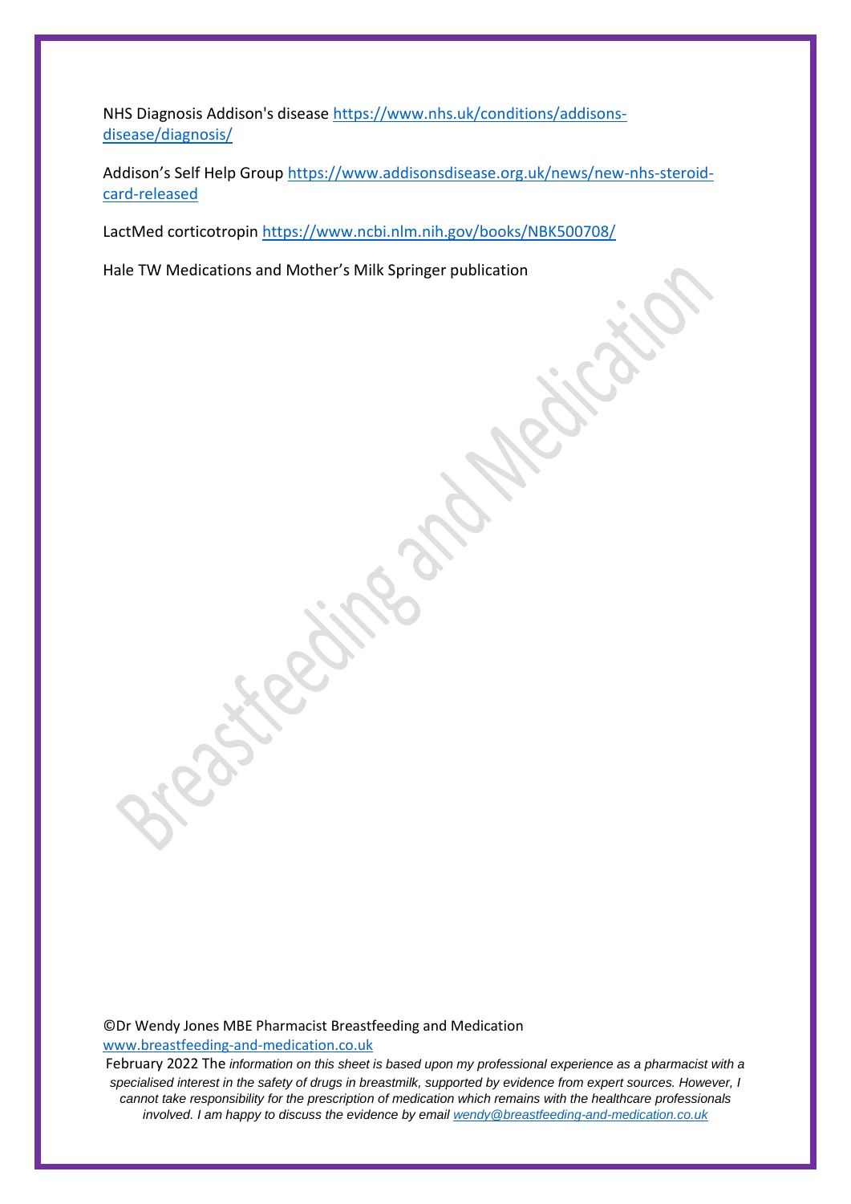NHS Diagnosis Addison's disease https://www.nhs.uk/conditions/addisons-disease/diagnosis/

Addison's Self Help Group https://www.addisonsdisease.org.uk/news/new-nhs-steroid-card-released

LactMed corticotropin https://www.ncbi.nlm.nih.gov/books/NBK500708/

Hale TW Medications and Mother's Milk Springer publication

©Dr Wendy Jones MBE Pharmacist Breastfeeding and Medication
www.breastfeeding-and-medication.co.uk

February 2022 The *information on this sheet is based upon my professional experience as a pharmacist with a specialised interest in the safety of drugs in breastmilk, supported by evidence from expert sources. However, I cannot take responsibility for the prescription of medication which remains with the healthcare professionals involved. I am happy to discuss the evidence by email wendy@breastfeeding-and-medication.co.uk*